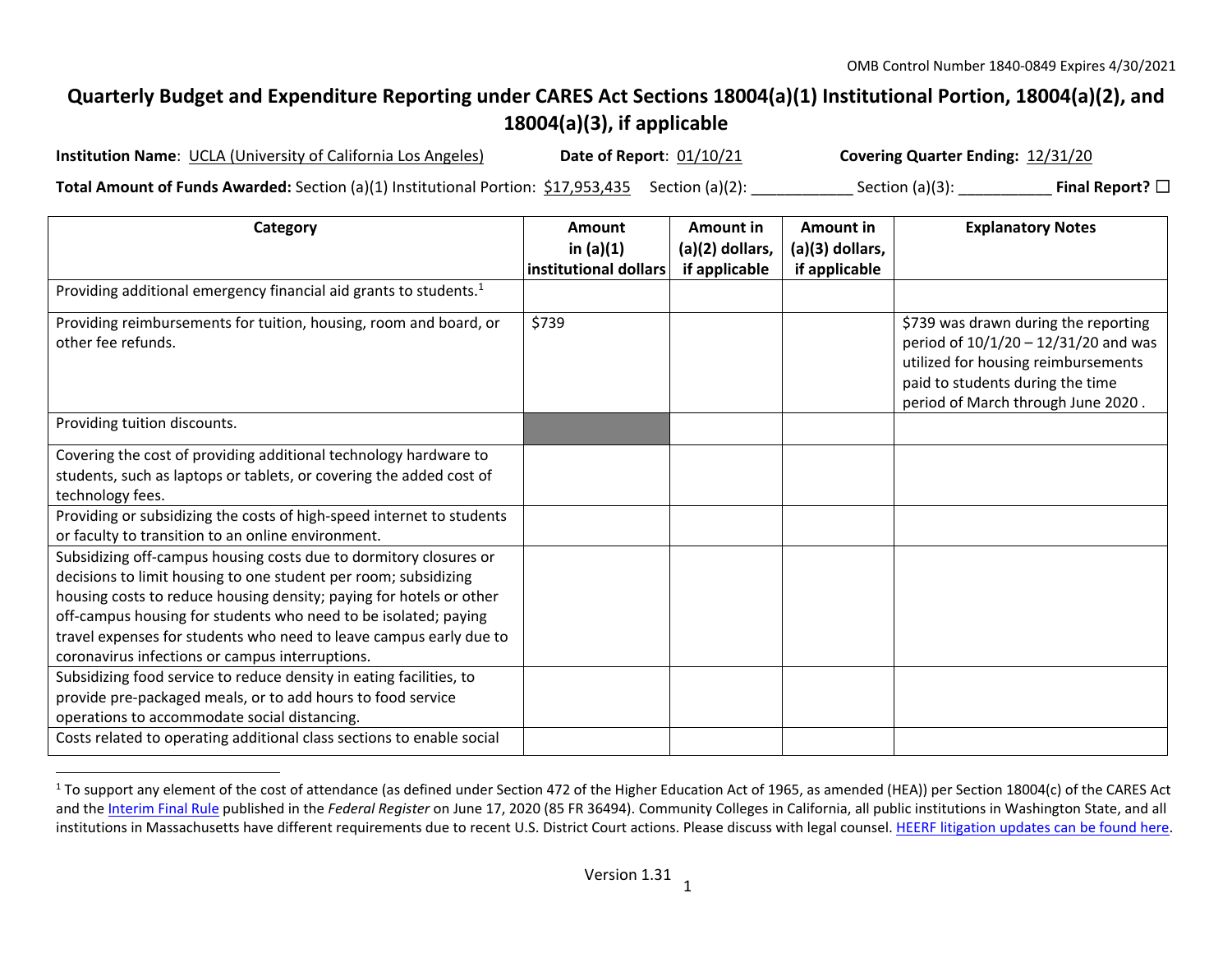OMB Control Number 1840-0849 Expires 4/30/2021

# Quarterly Budget and Expenditure Reporting under CARES Act Sections 18004(a)(1) Institutional Portion, 18004(a)(2), and 18004(a)(3), if applicable

**Institution Name**: UCLA (University of California Los Angeles) **Date of Report**: 01/10/21 **Covering Quarter Ending:** 12/31/20

**Total Amount of Funds Awarded:** Section (a)(1) Institutional Portion: $17,953,435 Section (a)(2): ____________ Section (a)(3): ___________ **Final Report?** ☐

| Category | Amount in (a)(1) institutional dollars | Amount in (a)(2) dollars, if applicable | Amount in (a)(3) dollars, if applicable | Explanatory Notes |
|---|---|---|---|---|
| Providing additional emergency financial aid grants to students.[1] | | | | |
| Providing reimbursements for tuition, housing, room and board, or other fee refunds. | $739 | | | $739 was drawn during the reporting period of 10/1/20 – 12/31/20 and was utilized for housing reimbursements paid to students during the time period of March through June 2020 . |
| Providing tuition discounts. | | | | |
| Covering the cost of providing additional technology hardware to students, such as laptops or tablets, or covering the added cost of technology fees. | | | | |
| Providing or subsidizing the costs of high-speed internet to students or faculty to transition to an online environment. | | | | |
| Subsidizing off-campus housing costs due to dormitory closures or decisions to limit housing to one student per room; subsidizing housing costs to reduce housing density; paying for hotels or other off-campus housing for students who need to be isolated; paying travel expenses for students who need to leave campus early due to coronavirus infections or campus interruptions. | | | | |
| Subsidizing food service to reduce density in eating facilities, to provide pre-packaged meals, or to add hours to food service operations to accommodate social distancing. | | | | |
| Costs related to operating additional class sections to enable social | | | | |

[1] To support any element of the cost of attendance (as defined under Section 472 of the Higher Education Act of 1965, as amended (HEA)) per Section 18004(c) of the CARES Act and the Interim Final Rule published in the *Federal Register* on June 17, 2020 (85 FR 36494). Community Colleges in California, all public institutions in Washington State, and all institutions in Massachusetts have different requirements due to recent U.S. District Court actions. Please discuss with legal counsel. HEERF litigation updates can be found here.

Version 1.31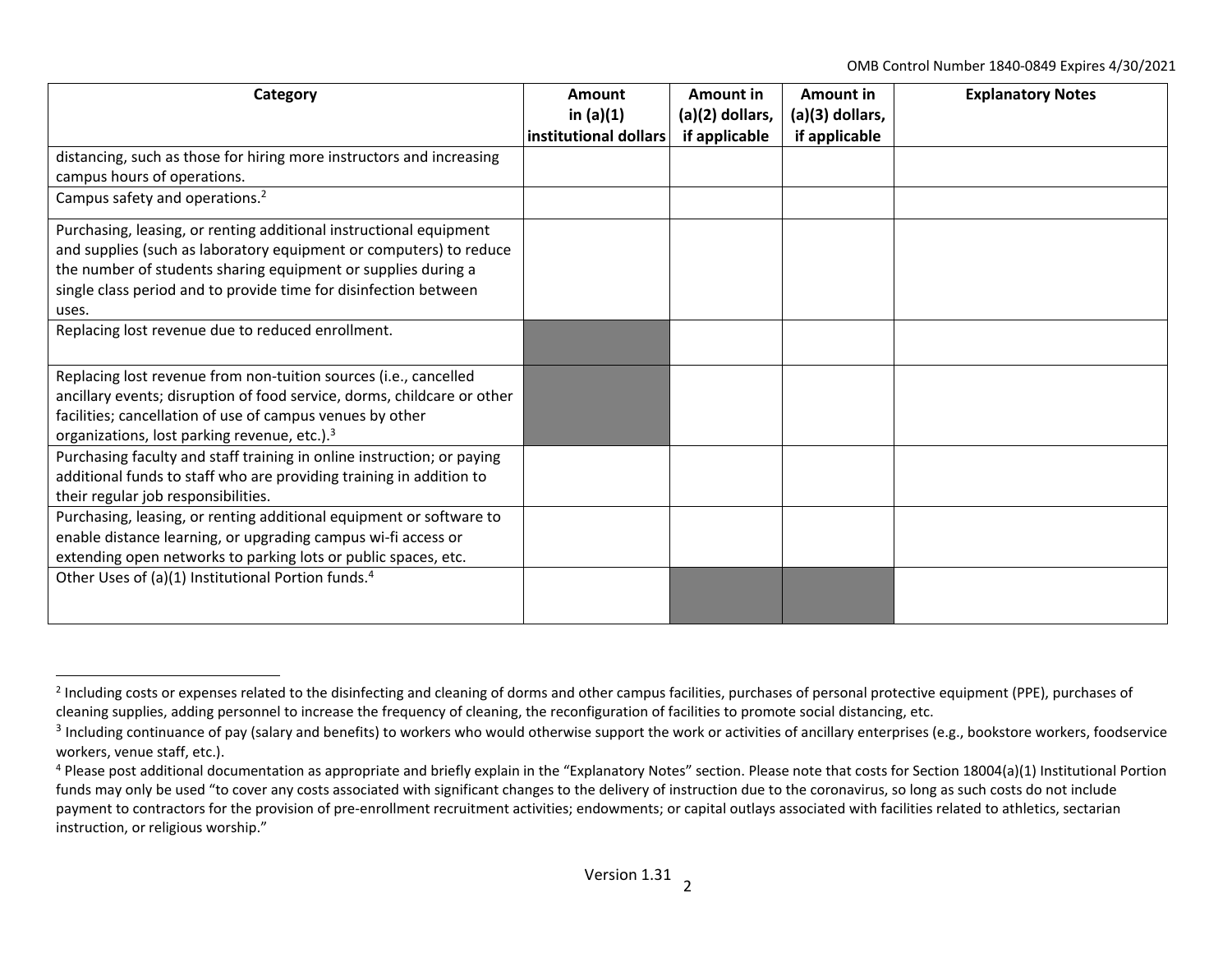| Category | Amount in (a)(1) institutional dollars | Amount in (a)(2) dollars, if applicable | Amount in (a)(3) dollars, if applicable | Explanatory Notes |
|---|---|---|---|---|
| distancing, such as those for hiring more instructors and increasing campus hours of operations. | | | | |
| Campus safety and operations.[2] | | | | |
| Purchasing, leasing, or renting additional instructional equipment and supplies (such as laboratory equipment or computers) to reduce the number of students sharing equipment or supplies during a single class period and to provide time for disinfection between uses. | | | | |
| Replacing lost revenue due to reduced enrollment. | | | | |
| Replacing lost revenue from non-tuition sources (i.e., cancelled ancillary events; disruption of food service, dorms, childcare or other facilities; cancellation of use of campus venues by other organizations, lost parking revenue, etc.).[3] | | | | |
| Purchasing faculty and staff training in online instruction; or paying additional funds to staff who are providing training in addition to their regular job responsibilities. | | | | |
| Purchasing, leasing, or renting additional equipment or software to enable distance learning, or upgrading campus wi-fi access or extending open networks to parking lots or public spaces, etc. | | | | |
| Other Uses of (a)(1) Institutional Portion funds.[4] | | | | |

[2] Including costs or expenses related to the disinfecting and cleaning of dorms and other campus facilities, purchases of personal protective equipment (PPE), purchases of cleaning supplies, adding personnel to increase the frequency of cleaning, the reconfiguration of facilities to promote social distancing, etc.

[3] Including continuance of pay (salary and benefits) to workers who would otherwise support the work or activities of ancillary enterprises (e.g., bookstore workers, foodservice workers, venue staff, etc.).

[4] Please post additional documentation as appropriate and briefly explain in the "Explanatory Notes" section. Please note that costs for Section 18004(a)(1) Institutional Portion funds may only be used "to cover any costs associated with significant changes to the delivery of instruction due to the coronavirus, so long as such costs do not include payment to contractors for the provision of pre-enrollment recruitment activities; endowments; or capital outlays associated with facilities related to athletics, sectarian instruction, or religious worship."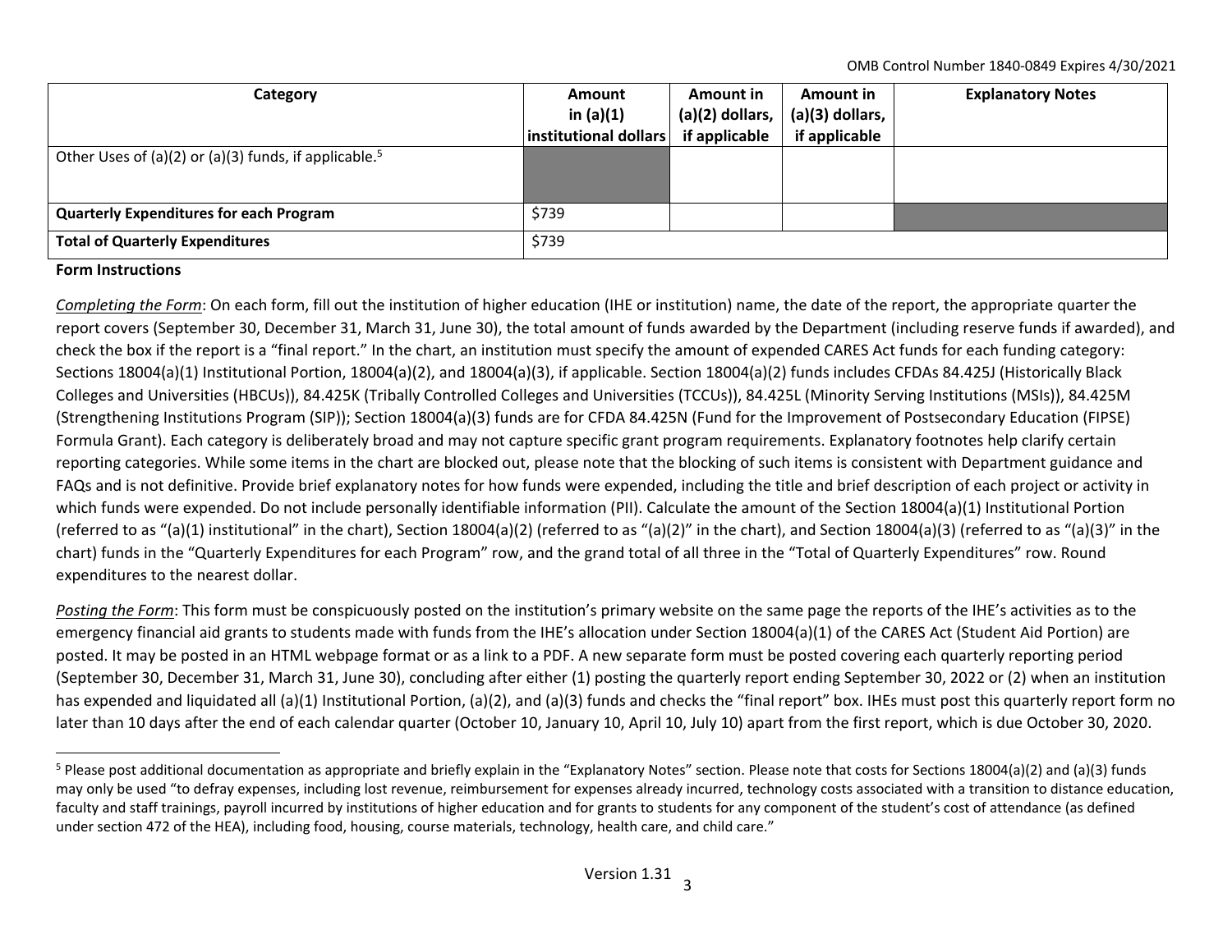| Category | Amount in (a)(1) institutional dollars | Amount in (a)(2) dollars, if applicable | Amount in (a)(3) dollars, if applicable | Explanatory Notes |
|---|---|---|---|---|
| Other Uses of (a)(2) or (a)(3) funds, if applicable.[5] | | | | |
| **Quarterly Expenditures for each Program** | $739 | | | |
| **Total of Quarterly Expenditures** | $739 | | | |

**Form Instructions**

*Completing the Form*: On each form, fill out the institution of higher education (IHE or institution) name, the date of the report, the appropriate quarter the report covers (September 30, December 31, March 31, June 30), the total amount of funds awarded by the Department (including reserve funds if awarded), and check the box if the report is a "final report." In the chart, an institution must specify the amount of expended CARES Act funds for each funding category: Sections 18004(a)(1) Institutional Portion, 18004(a)(2), and 18004(a)(3), if applicable. Section 18004(a)(2) funds includes CFDAs 84.425J (Historically Black Colleges and Universities (HBCUs)), 84.425K (Tribally Controlled Colleges and Universities (TCCUs)), 84.425L (Minority Serving Institutions (MSIs)), 84.425M (Strengthening Institutions Program (SIP)); Section 18004(a)(3) funds are for CFDA 84.425N (Fund for the Improvement of Postsecondary Education (FIPSE) Formula Grant). Each category is deliberately broad and may not capture specific grant program requirements. Explanatory footnotes help clarify certain reporting categories. While some items in the chart are blocked out, please note that the blocking of such items is consistent with Department guidance and FAQs and is not definitive. Provide brief explanatory notes for how funds were expended, including the title and brief description of each project or activity in which funds were expended. Do not include personally identifiable information (PII). Calculate the amount of the Section 18004(a)(1) Institutional Portion (referred to as "(a)(1) institutional" in the chart), Section 18004(a)(2) (referred to as "(a)(2)" in the chart), and Section 18004(a)(3) (referred to as "(a)(3)" in the chart) funds in the "Quarterly Expenditures for each Program" row, and the grand total of all three in the "Total of Quarterly Expenditures" row. Round expenditures to the nearest dollar.

*Posting the Form*: This form must be conspicuously posted on the institution's primary website on the same page the reports of the IHE's activities as to the emergency financial aid grants to students made with funds from the IHE's allocation under Section 18004(a)(1) of the CARES Act (Student Aid Portion) are posted. It may be posted in an HTML webpage format or as a link to a PDF. A new separate form must be posted covering each quarterly reporting period (September 30, December 31, March 31, June 30), concluding after either (1) posting the quarterly report ending September 30, 2022 or (2) when an institution has expended and liquidated all (a)(1) Institutional Portion, (a)(2), and (a)(3) funds and checks the "final report" box. IHEs must post this quarterly report form no later than 10 days after the end of each calendar quarter (October 10, January 10, April 10, July 10) apart from the first report, which is due October 30, 2020.

[5] Please post additional documentation as appropriate and briefly explain in the "Explanatory Notes" section. Please note that costs for Sections 18004(a)(2) and (a)(3) funds may only be used "to defray expenses, including lost revenue, reimbursement for expenses already incurred, technology costs associated with a transition to distance education, faculty and staff trainings, payroll incurred by institutions of higher education and for grants to students for any component of the student's cost of attendance (as defined under section 472 of the HEA), including food, housing, course materials, technology, health care, and child care."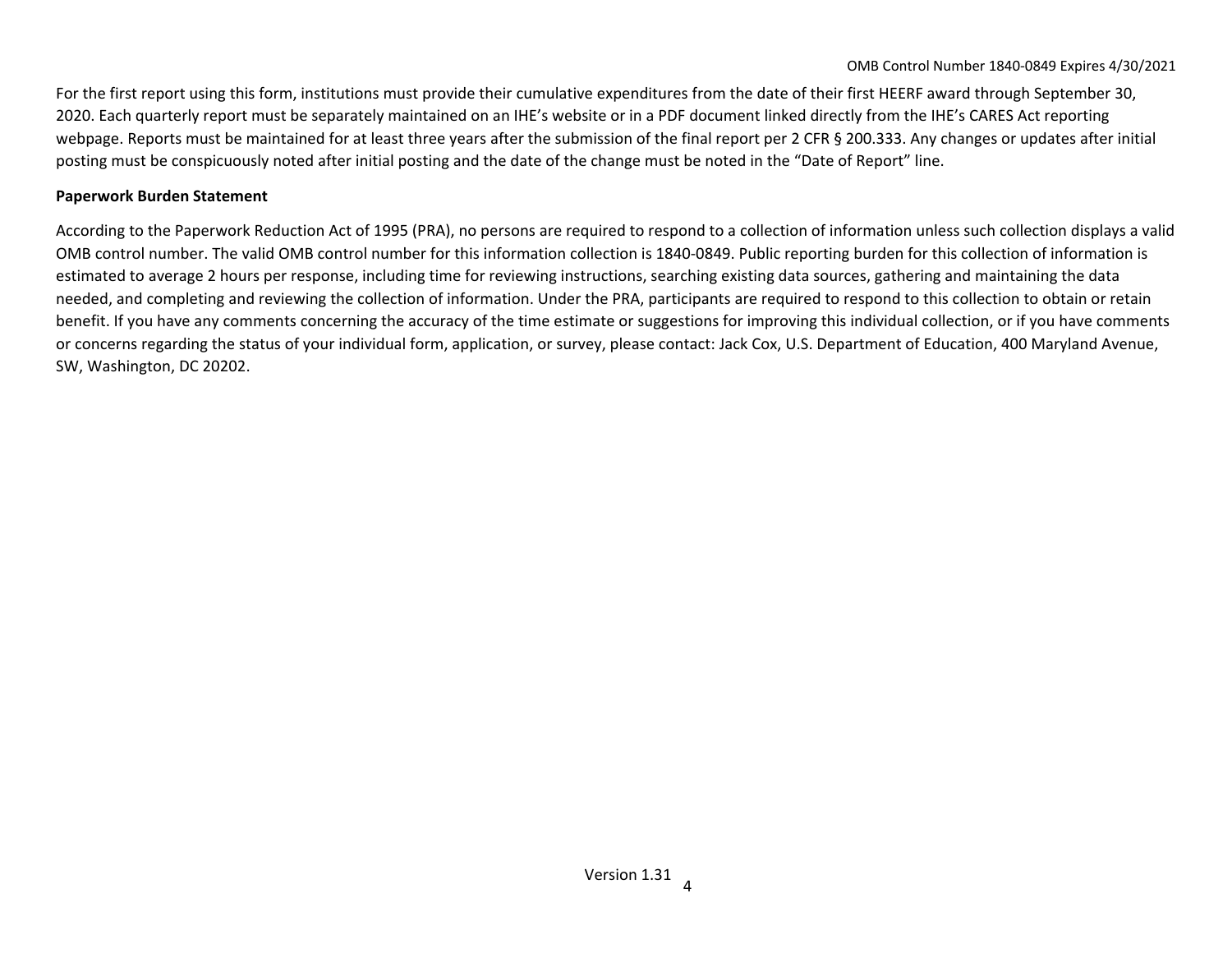For the first report using this form, institutions must provide their cumulative expenditures from the date of their first HEERF award through September 30, 2020. Each quarterly report must be separately maintained on an IHE's website or in a PDF document linked directly from the IHE's CARES Act reporting webpage. Reports must be maintained for at least three years after the submission of the final report per 2 CFR § 200.333. Any changes or updates after initial posting must be conspicuously noted after initial posting and the date of the change must be noted in the "Date of Report" line.

**Paperwork Burden Statement**

According to the Paperwork Reduction Act of 1995 (PRA), no persons are required to respond to a collection of information unless such collection displays a valid OMB control number. The valid OMB control number for this information collection is 1840-0849. Public reporting burden for this collection of information is estimated to average 2 hours per response, including time for reviewing instructions, searching existing data sources, gathering and maintaining the data needed, and completing and reviewing the collection of information. Under the PRA, participants are required to respond to this collection to obtain or retain benefit. If you have any comments concerning the accuracy of the time estimate or suggestions for improving this individual collection, or if you have comments or concerns regarding the status of your individual form, application, or survey, please contact: Jack Cox, U.S. Department of Education, 400 Maryland Avenue, SW, Washington, DC 20202.